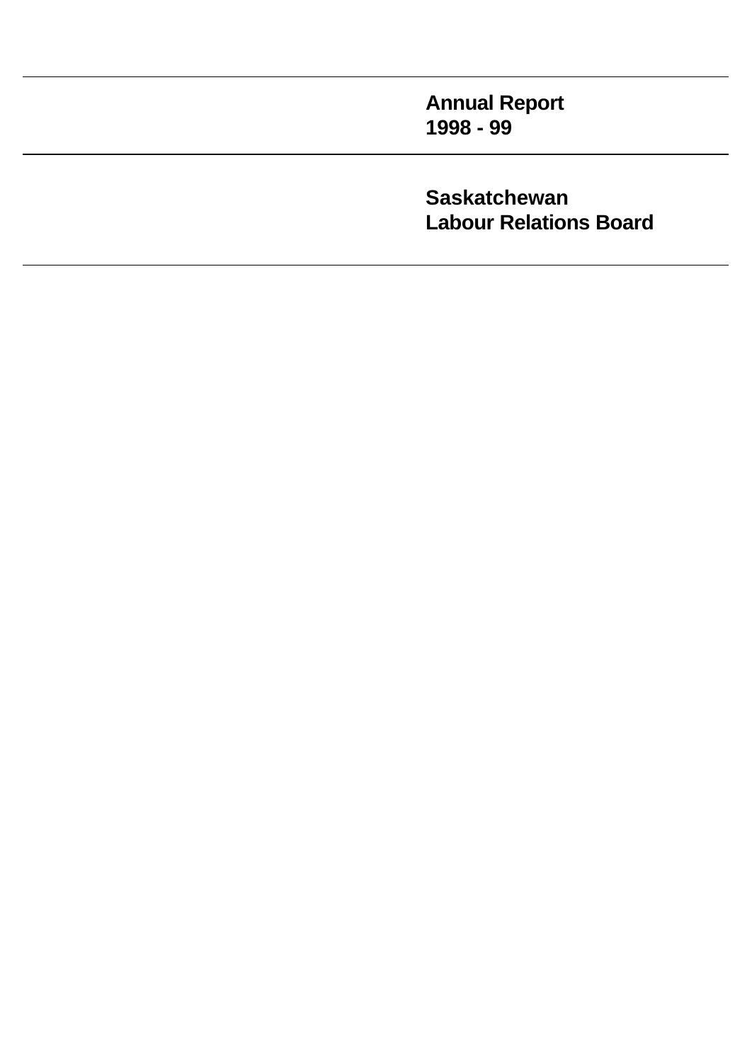# Annual Report 1998 - 99

# Saskatchewan Labour Relations Board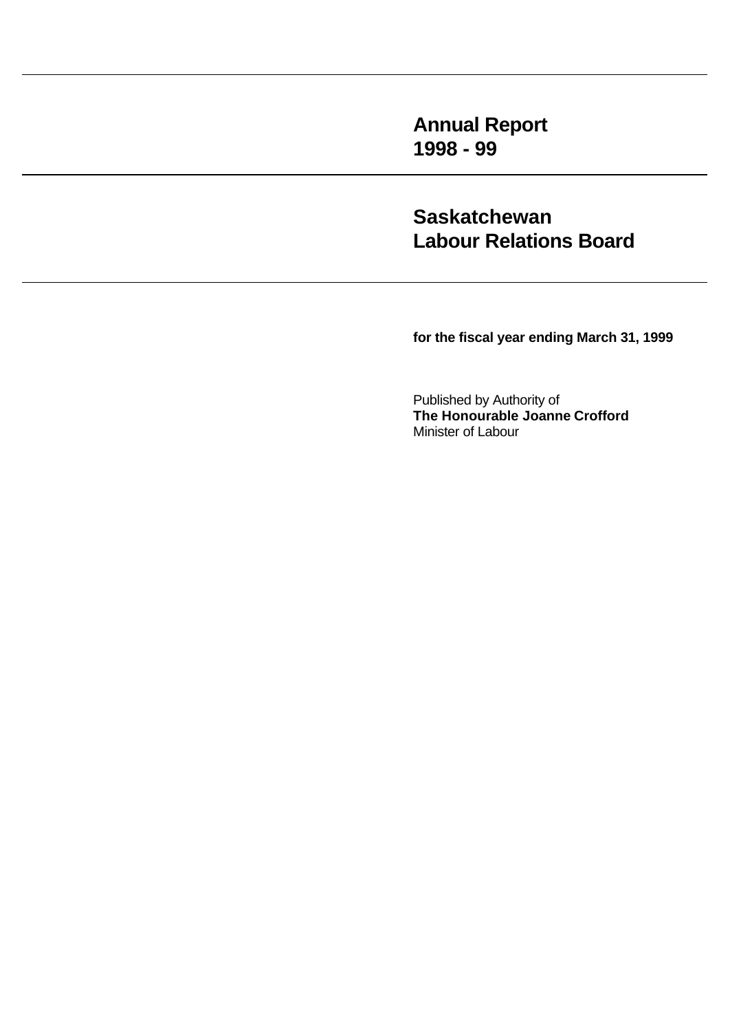# Annual Report
# 1998 - 99

# Saskatchewan
# Labour Relations Board

**for the fiscal year ending March 31, 1999**

Published by Authority of
**The Honourable Joanne Crofford**
Minister of Labour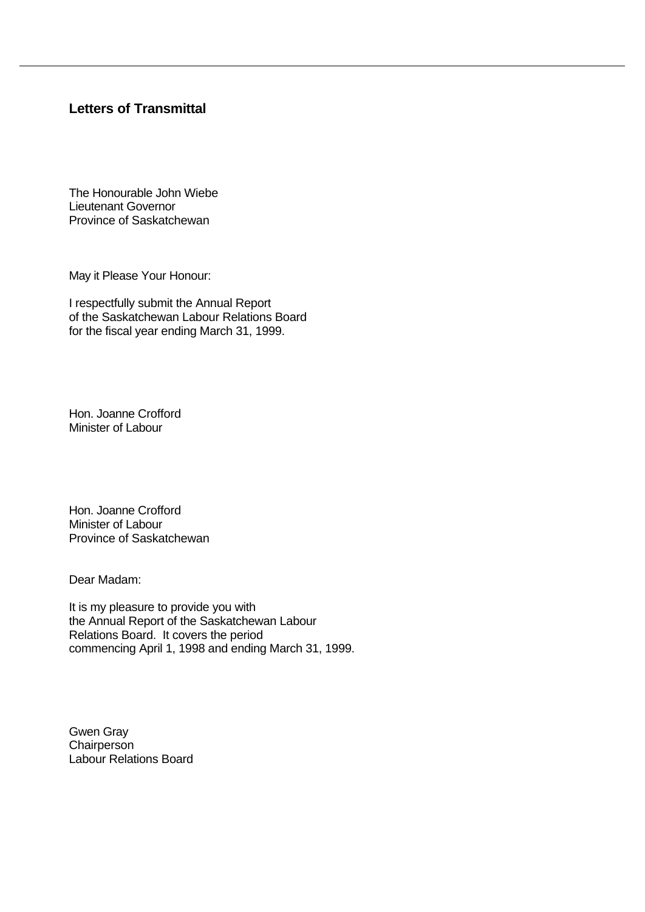## Letters of Transmittal

The Honourable John Wiebe
Lieutenant Governor
Province of Saskatchewan

May it Please Your Honour:

I respectfully submit the Annual Report
of the Saskatchewan Labour Relations Board
for the fiscal year ending March 31, 1999.

Hon. Joanne Crofford
Minister of Labour

Hon. Joanne Crofford
Minister of Labour
Province of Saskatchewan

Dear Madam:

It is my pleasure to provide you with
the Annual Report of the Saskatchewan Labour
Relations Board. It covers the period
commencing April 1, 1998 and ending March 31, 1999.

Gwen Gray
Chairperson
Labour Relations Board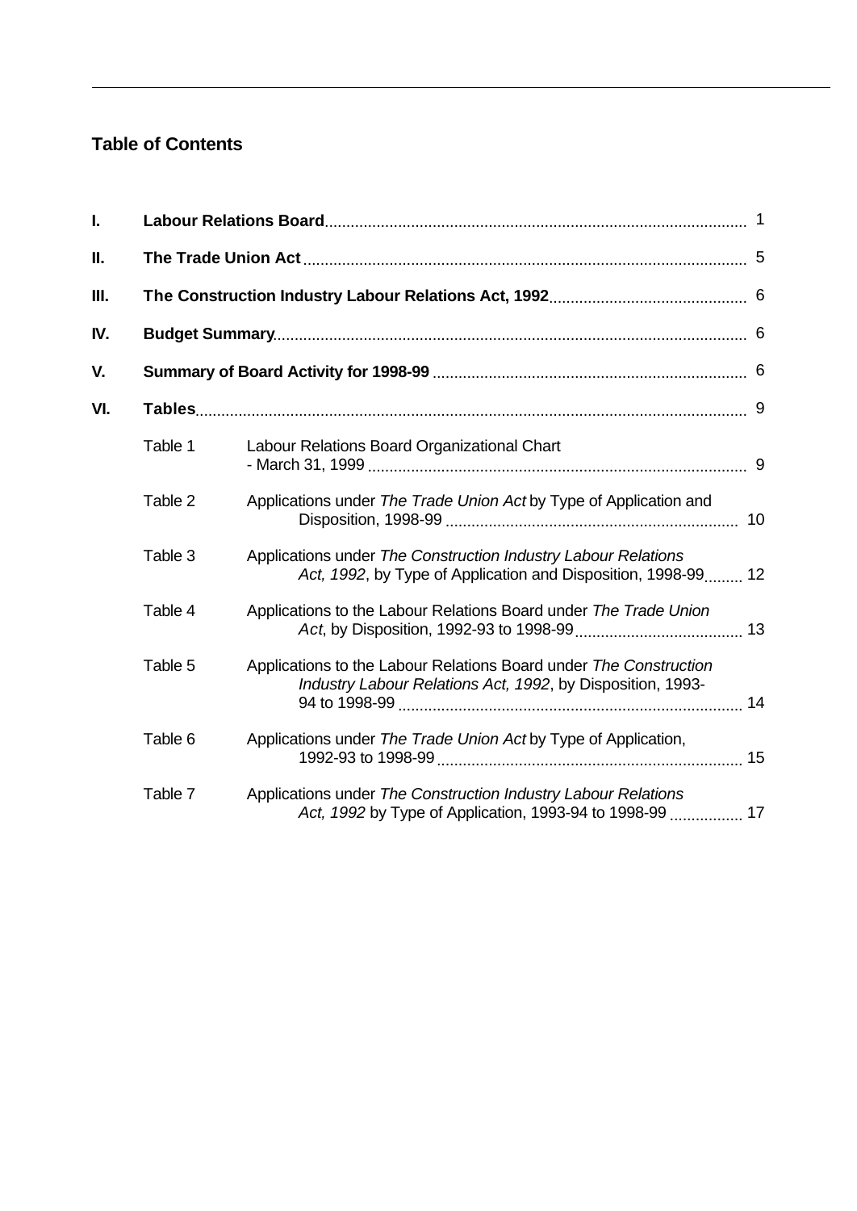## Table of Contents

**I.** **Labour Relations Board** ..... 1

**II.** **The Trade Union Act** ..... 5

**III.** **The Construction Industry Labour Relations Act, 1992** ..... 6

**IV.** **Budget Summary** ..... 6

**V.** **Summary of Board Activity for 1998-99** ..... 6

**VI.** **Tables** ..... 9

- Table 1 — Labour Relations Board Organizational Chart - March 31, 1999 ..... 9
- Table 2 — Applications under *The Trade Union Act* by Type of Application and Disposition, 1998-99 ..... 10
- Table 3 — Applications under *The Construction Industry Labour Relations Act, 1992*, by Type of Application and Disposition, 1998-99 ..... 12
- Table 4 — Applications to the Labour Relations Board under *The Trade Union Act*, by Disposition, 1992-93 to 1998-99 ..... 13
- Table 5 — Applications to the Labour Relations Board under *The Construction Industry Labour Relations Act, 1992*, by Disposition, 1993-94 to 1998-99 ..... 14
- Table 6 — Applications under *The Trade Union Act* by Type of Application, 1992-93 to 1998-99 ..... 15
- Table 7 — Applications under *The Construction Industry Labour Relations Act, 1992* by Type of Application, 1993-94 to 1998-99 ..... 17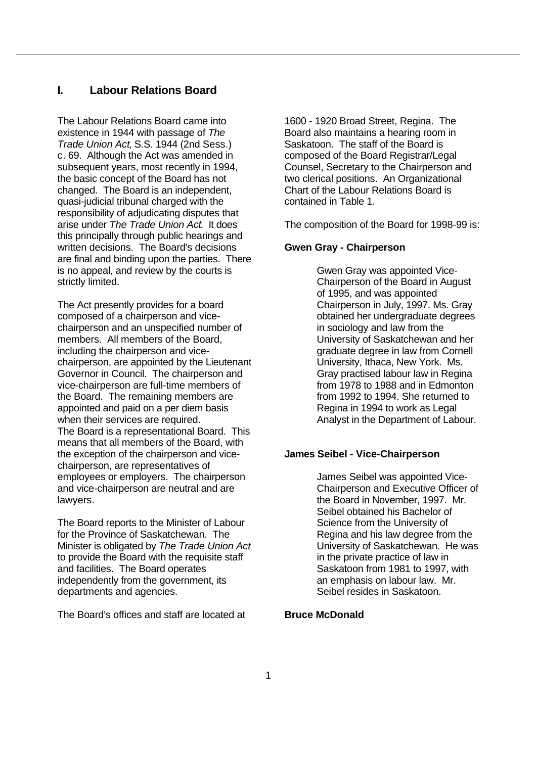## I. Labour Relations Board

The Labour Relations Board came into existence in 1944 with passage of *The Trade Union Act*, S.S. 1944 (2nd Sess.) c. 69. Although the Act was amended in subsequent years, most recently in 1994, the basic concept of the Board has not changed. The Board is an independent, quasi-judicial tribunal charged with the responsibility of adjudicating disputes that arise under *The Trade Union Act*. It does this principally through public hearings and written decisions. The Board's decisions are final and binding upon the parties. There is no appeal, and review by the courts is strictly limited.

The Act presently provides for a board composed of a chairperson and vice-chairperson and an unspecified number of members. All members of the Board, including the chairperson and vice-chairperson, are appointed by the Lieutenant Governor in Council. The chairperson and vice-chairperson are full-time members of the Board. The remaining members are appointed and paid on a per diem basis when their services are required.
The Board is a representational Board. This means that all members of the Board, with the exception of the chairperson and vice-chairperson, are representatives of employees or employers. The chairperson and vice-chairperson are neutral and are lawyers.

The Board reports to the Minister of Labour for the Province of Saskatchewan. The Minister is obligated by *The Trade Union Act* to provide the Board with the requisite staff and facilities. The Board operates independently from the government, its departments and agencies.

The Board's offices and staff are located at 1600 - 1920 Broad Street, Regina. The Board also maintains a hearing room in Saskatoon. The staff of the Board is composed of the Board Registrar/Legal Counsel, Secretary to the Chairperson and two clerical positions. An Organizational Chart of the Labour Relations Board is contained in Table 1.

The composition of the Board for 1998-99 is:

**Gwen Gray - Chairperson**

Gwen Gray was appointed Vice-Chairperson of the Board in August of 1995, and was appointed Chairperson in July, 1997. Ms. Gray obtained her undergraduate degrees in sociology and law from the University of Saskatchewan and her graduate degree in law from Cornell University, Ithaca, New York. Ms. Gray practised labour law in Regina from 1978 to 1988 and in Edmonton from 1992 to 1994. She returned to Regina in 1994 to work as Legal Analyst in the Department of Labour.

**James Seibel - Vice-Chairperson**

James Seibel was appointed Vice-Chairperson and Executive Officer of the Board in November, 1997. Mr. Seibel obtained his Bachelor of Science from the University of Regina and his law degree from the University of Saskatchewan. He was in the private practice of law in Saskatoon from 1981 to 1997, with an emphasis on labour law. Mr. Seibel resides in Saskatoon.

**Bruce McDonald**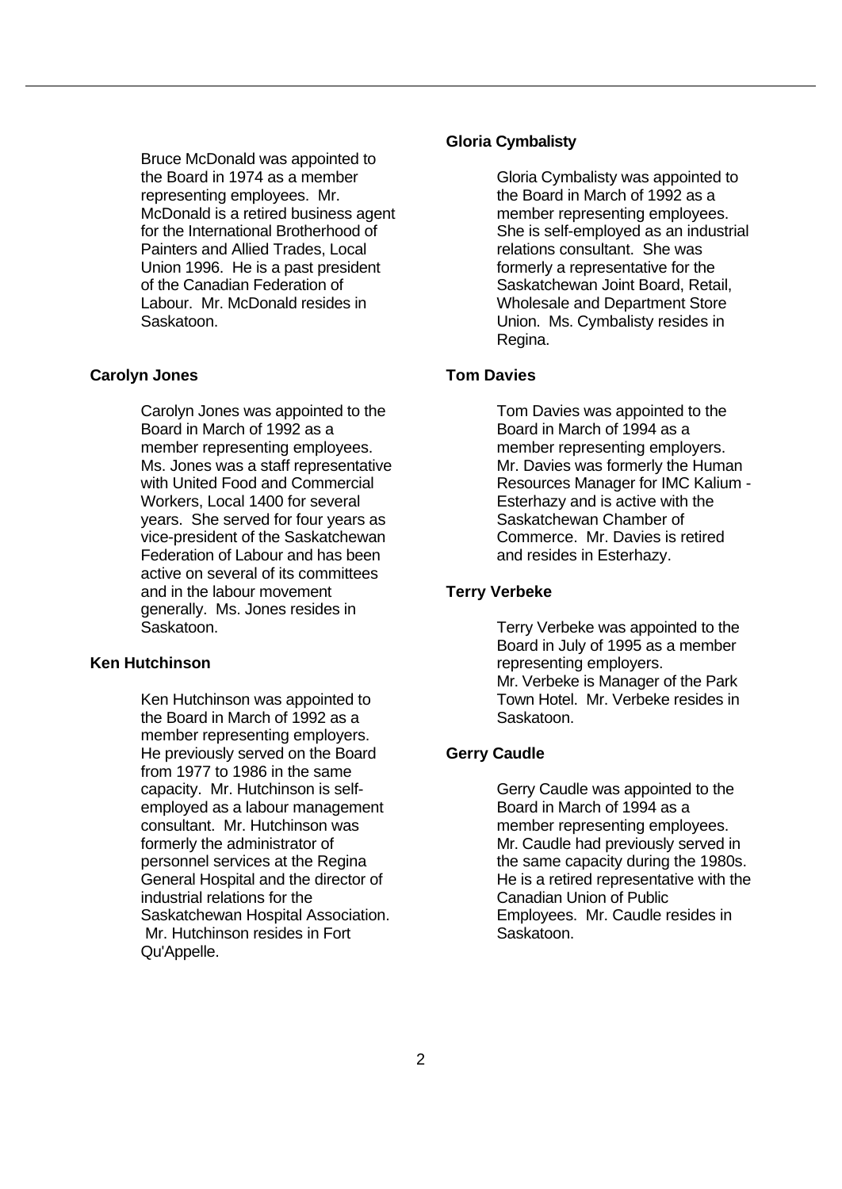Bruce McDonald was appointed to the Board in 1974 as a member representing employees. Mr. McDonald is a retired business agent for the International Brotherhood of Painters and Allied Trades, Local Union 1996. He is a past president of the Canadian Federation of Labour. Mr. McDonald resides in Saskatoon.

### Carolyn Jones

Carolyn Jones was appointed to the Board in March of 1992 as a member representing employees. Ms. Jones was a staff representative with United Food and Commercial Workers, Local 1400 for several years. She served for four years as vice-president of the Saskatchewan Federation of Labour and has been active on several of its committees and in the labour movement generally. Ms. Jones resides in Saskatoon.

### Ken Hutchinson

Ken Hutchinson was appointed to the Board in March of 1992 as a member representing employers. He previously served on the Board from 1977 to 1986 in the same capacity. Mr. Hutchinson is self-employed as a labour management consultant. Mr. Hutchinson was formerly the administrator of personnel services at the Regina General Hospital and the director of industrial relations for the Saskatchewan Hospital Association. Mr. Hutchinson resides in Fort Qu'Appelle.

### Gloria Cymbalisty

Gloria Cymbalisty was appointed to the Board in March of 1992 as a member representing employees. She is self-employed as an industrial relations consultant. She was formerly a representative for the Saskatchewan Joint Board, Retail, Wholesale and Department Store Union. Ms. Cymbalisty resides in Regina.

### Tom Davies

Tom Davies was appointed to the Board in March of 1994 as a member representing employers. Mr. Davies was formerly the Human Resources Manager for IMC Kalium - Esterhazy and is active with the Saskatchewan Chamber of Commerce. Mr. Davies is retired and resides in Esterhazy.

### Terry Verbeke

Terry Verbeke was appointed to the Board in July of 1995 as a member representing employers. Mr. Verbeke is Manager of the Park Town Hotel. Mr. Verbeke resides in Saskatoon.

### Gerry Caudle

Gerry Caudle was appointed to the Board in March of 1994 as a member representing employees. Mr. Caudle had previously served in the same capacity during the 1980s. He is a retired representative with the Canadian Union of Public Employees. Mr. Caudle resides in Saskatoon.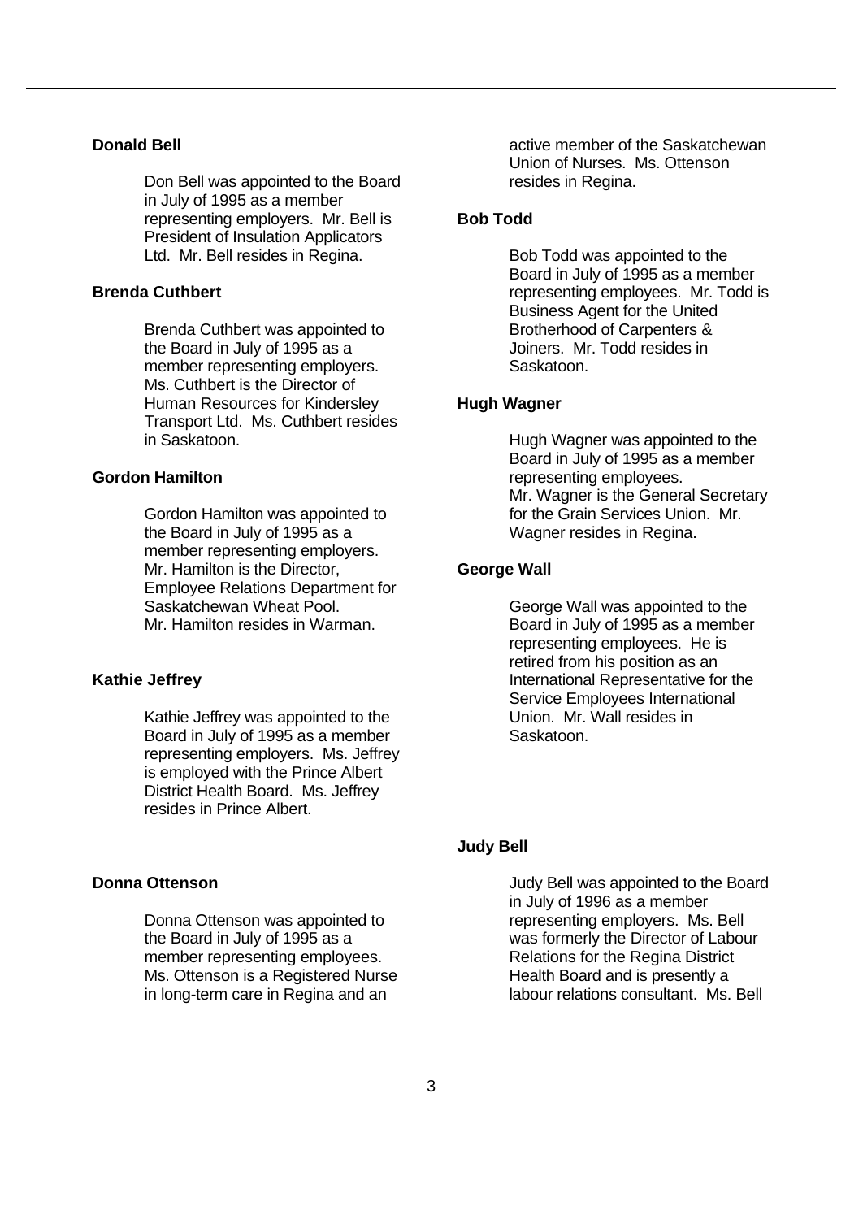### Donald Bell

Don Bell was appointed to the Board in July of 1995 as a member representing employers. Mr. Bell is President of Insulation Applicators Ltd. Mr. Bell resides in Regina.

### Brenda Cuthbert

Brenda Cuthbert was appointed to the Board in July of 1995 as a member representing employers. Ms. Cuthbert is the Director of Human Resources for Kindersley Transport Ltd. Ms. Cuthbert resides in Saskatoon.

### Gordon Hamilton

Gordon Hamilton was appointed to the Board in July of 1995 as a member representing employers. Mr. Hamilton is the Director, Employee Relations Department for Saskatchewan Wheat Pool. Mr. Hamilton resides in Warman.

### Kathie Jeffrey

Kathie Jeffrey was appointed to the Board in July of 1995 as a member representing employers. Ms. Jeffrey is employed with the Prince Albert District Health Board. Ms. Jeffrey resides in Prince Albert.

### Donna Ottenson

Donna Ottenson was appointed to the Board in July of 1995 as a member representing employees. Ms. Ottenson is a Registered Nurse in long-term care in Regina and an active member of the Saskatchewan Union of Nurses. Ms. Ottenson resides in Regina.

### Bob Todd

Bob Todd was appointed to the Board in July of 1995 as a member representing employees. Mr. Todd is Business Agent for the United Brotherhood of Carpenters & Joiners. Mr. Todd resides in Saskatoon.

### Hugh Wagner

Hugh Wagner was appointed to the Board in July of 1995 as a member representing employees. Mr. Wagner is the General Secretary for the Grain Services Union. Mr. Wagner resides in Regina.

### George Wall

George Wall was appointed to the Board in July of 1995 as a member representing employees. He is retired from his position as an International Representative for the Service Employees International Union. Mr. Wall resides in Saskatoon.

### Judy Bell

Judy Bell was appointed to the Board in July of 1996 as a member representing employers. Ms. Bell was formerly the Director of Labour Relations for the Regina District Health Board and is presently a labour relations consultant. Ms. Bell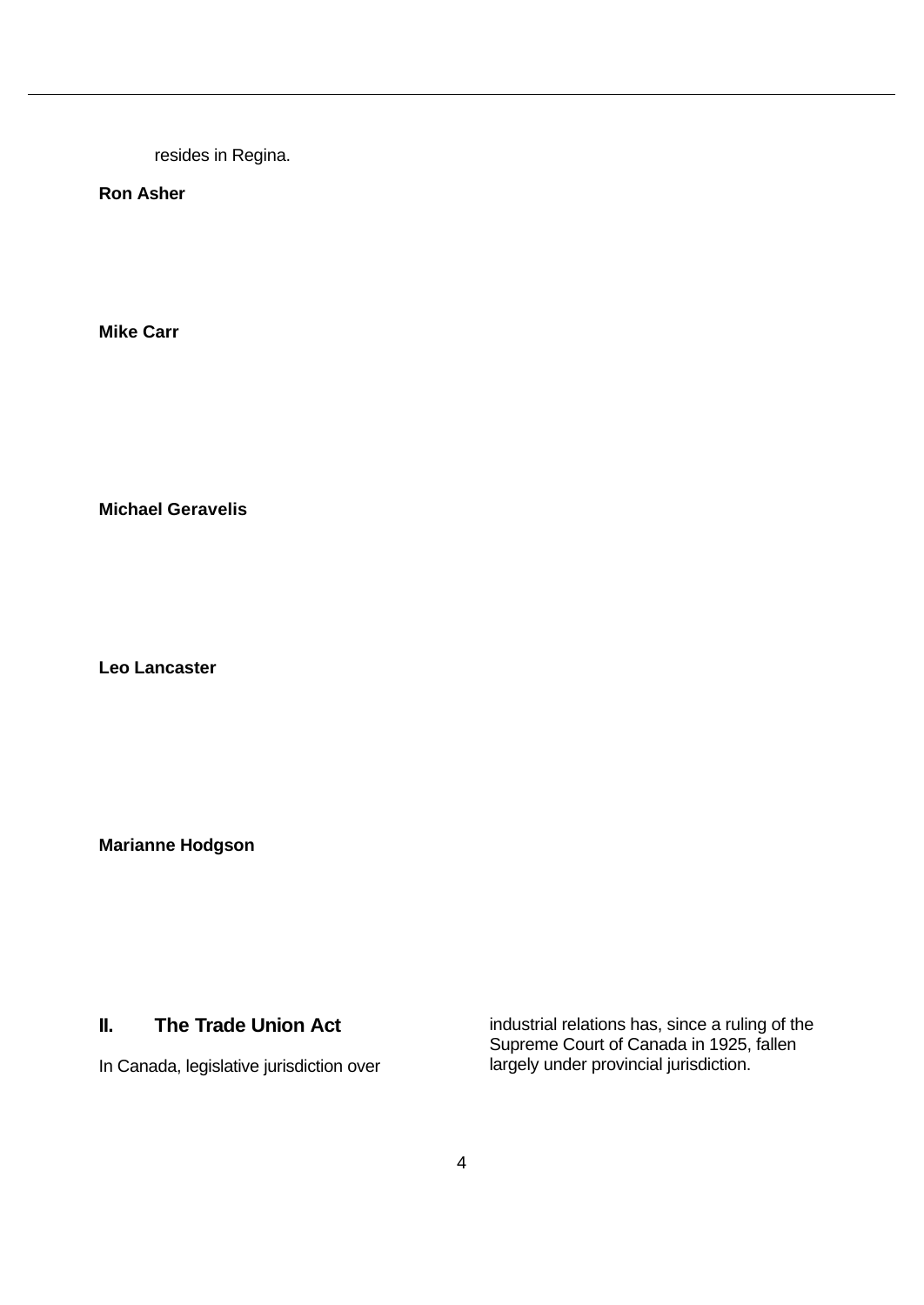resides in Regina.

**Ron Asher**

**Mike Carr**

**Michael Geravelis**

**Leo Lancaster**

**Marianne Hodgson**

## II. The Trade Union Act

In Canada, legislative jurisdiction over industrial relations has, since a ruling of the Supreme Court of Canada in 1925, fallen largely under provincial jurisdiction.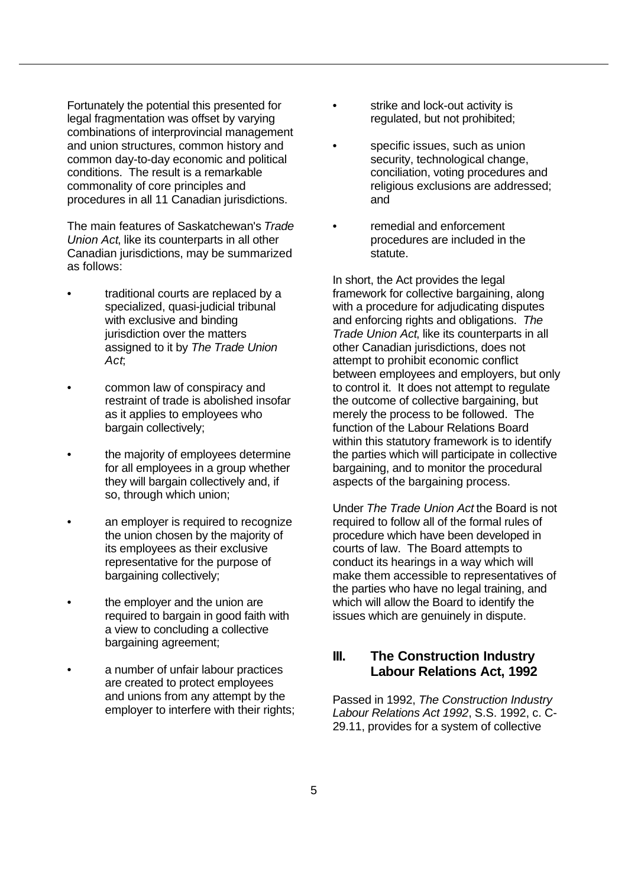Fortunately the potential this presented for legal fragmentation was offset by varying combinations of interprovincial management and union structures, common history and common day-to-day economic and political conditions. The result is a remarkable commonality of core principles and procedures in all 11 Canadian jurisdictions.

The main features of Saskatchewan's *Trade Union Act*, like its counterparts in all other Canadian jurisdictions, may be summarized as follows:

- traditional courts are replaced by a specialized, quasi-judicial tribunal with exclusive and binding jurisdiction over the matters assigned to it by *The Trade Union Act*;
- common law of conspiracy and restraint of trade is abolished insofar as it applies to employees who bargain collectively;
- the majority of employees determine for all employees in a group whether they will bargain collectively and, if so, through which union;
- an employer is required to recognize the union chosen by the majority of its employees as their exclusive representative for the purpose of bargaining collectively;
- the employer and the union are required to bargain in good faith with a view to concluding a collective bargaining agreement;
- a number of unfair labour practices are created to protect employees and unions from any attempt by the employer to interfere with their rights;
- strike and lock-out activity is regulated, but not prohibited;
- specific issues, such as union security, technological change, conciliation, voting procedures and religious exclusions are addressed; and
- remedial and enforcement procedures are included in the statute.

In short, the Act provides the legal framework for collective bargaining, along with a procedure for adjudicating disputes and enforcing rights and obligations. *The Trade Union Act*, like its counterparts in all other Canadian jurisdictions, does not attempt to prohibit economic conflict between employees and employers, but only to control it. It does not attempt to regulate the outcome of collective bargaining, but merely the process to be followed. The function of the Labour Relations Board within this statutory framework is to identify the parties which will participate in collective bargaining, and to monitor the procedural aspects of the bargaining process.

Under *The Trade Union Act* the Board is not required to follow all of the formal rules of procedure which have been developed in courts of law. The Board attempts to conduct its hearings in a way which will make them accessible to representatives of the parties who have no legal training, and which will allow the Board to identify the issues which are genuinely in dispute.

## III. The Construction Industry Labour Relations Act, 1992

Passed in 1992, *The Construction Industry Labour Relations Act 1992*, S.S. 1992, c. C-29.11, provides for a system of collective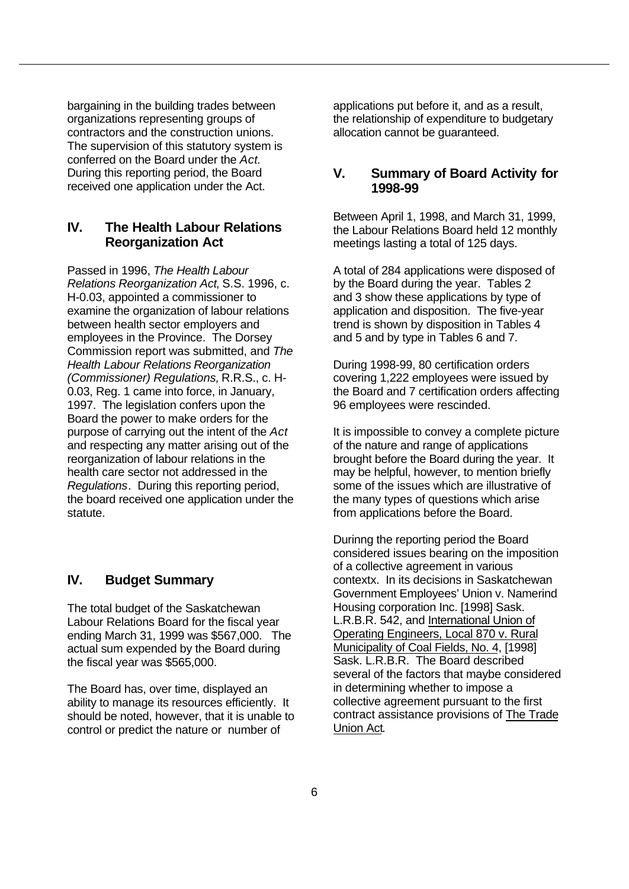bargaining in the building trades between organizations representing groups of contractors and the construction unions. The supervision of this statutory system is conferred on the Board under the *Act*. During this reporting period, the Board received one application under the Act.

## IV. The Health Labour Relations Reorganization Act

Passed in 1996, *The Health Labour Relations Reorganization Act*, S.S. 1996, c. H-0.03, appointed a commissioner to examine the organization of labour relations between health sector employers and employees in the Province. The Dorsey Commission report was submitted, and *The Health Labour Relations Reorganization (Commissioner) Regulations,* R.R.S., c. H-0.03, Reg. 1 came into force, in January, 1997. The legislation confers upon the Board the power to make orders for the purpose of carrying out the intent of the *Act* and respecting any matter arising out of the reorganization of labour relations in the health care sector not addressed in the *Regulations*. During this reporting period, the board received one application under the statute.

## IV. Budget Summary

The total budget of the Saskatchewan Labour Relations Board for the fiscal year ending March 31, 1999 was $567,000. The actual sum expended by the Board during the fiscal year was $565,000.

The Board has, over time, displayed an ability to manage its resources efficiently. It should be noted, however, that it is unable to control or predict the nature or number of applications put before it, and as a result, the relationship of expenditure to budgetary allocation cannot be guaranteed.

## V. Summary of Board Activity for 1998-99

Between April 1, 1998, and March 31, 1999, the Labour Relations Board held 12 monthly meetings lasting a total of 125 days.

A total of 284 applications were disposed of by the Board during the year. Tables 2 and 3 show these applications by type of application and disposition. The five-year trend is shown by disposition in Tables 4 and 5 and by type in Tables 6 and 7.

During 1998-99, 80 certification orders covering 1,222 employees were issued by the Board and 7 certification orders affecting 96 employees were rescinded.

It is impossible to convey a complete picture of the nature and range of applications brought before the Board during the year. It may be helpful, however, to mention briefly some of the issues which are illustrative of the many types of questions which arise from applications before the Board.

Durinng the reporting period the Board considered issues bearing on the imposition of a collective agreement in various contextx. In its decisions in Saskatchewan Government Employees' Union v. Namerind Housing corporation Inc. [1998] Sask. L.R.B.R. 542, and International Union of Operating Engineers, Local 870 v. Rural Municipality of Coal Fields, No. 4, [1998] Sask. L.R.B.R. The Board described several of the factors that maybe considered in determining whether to impose a collective agreement pursuant to the first contract assistance provisions of The Trade Union Act.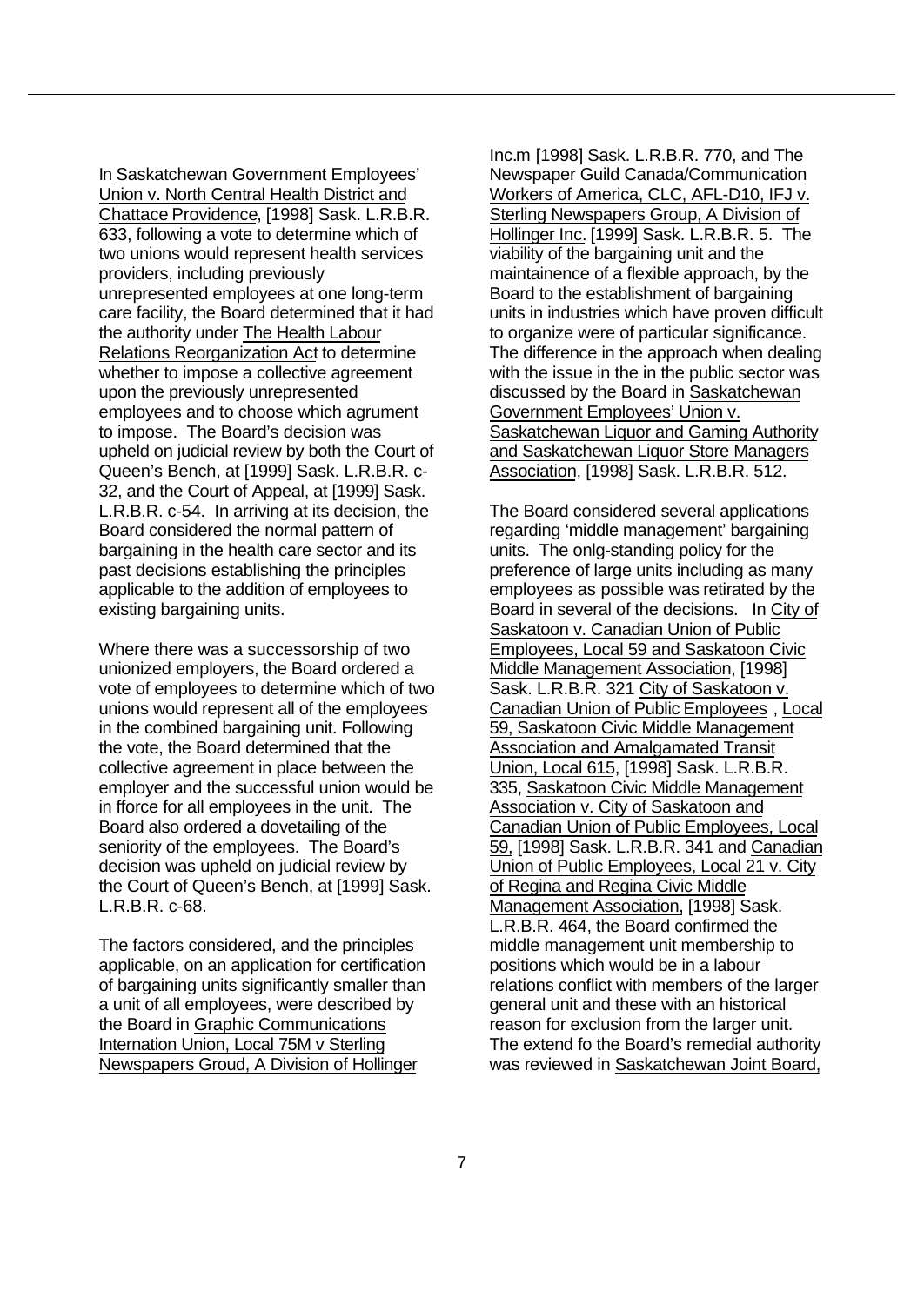In Saskatchewan Government Employees' Union v. North Central Health District and Chattace Providence, [1998] Sask. L.R.B.R. 633, following a vote to determine which of two unions would represent health services providers, including previously unrepresented employees at one long-term care facility, the Board determined that it had the authority under The Health Labour Relations Reorganization Act to determine whether to impose a collective agreement upon the previously unrepresented employees and to choose which agrument to impose. The Board's decision was upheld on judicial review by both the Court of Queen's Bench, at [1999] Sask. L.R.B.R. c-32, and the Court of Appeal, at [1999] Sask. L.R.B.R. c-54. In arriving at its decision, the Board considered the normal pattern of bargaining in the health care sector and its past decisions establishing the principles applicable to the addition of employees to existing bargaining units.

Where there was a successorship of two unionized employers, the Board ordered a vote of employees to determine which of two unions would represent all of the employees in the combined bargaining unit. Following the vote, the Board determined that the collective agreement in place between the employer and the successful union would be in fforce for all employees in the unit. The Board also ordered a dovetailing of the seniority of the employees. The Board's decision was upheld on judicial review by the Court of Queen's Bench, at [1999] Sask. L.R.B.R. c-68.

The factors considered, and the principles applicable, on an application for certification of bargaining units significantly smaller than a unit of all employees, were described by the Board in Graphic Communications Internation Union, Local 75M v Sterling Newspapers Groud, A Division of Hollinger Inc.m [1998] Sask. L.R.B.R. 770, and The Newspaper Guild Canada/Communication Workers of America, CLC, AFL-D10, IFJ v. Sterling Newspapers Group, A Division of Hollinger Inc. [1999] Sask. L.R.B.R. 5. The viability of the bargaining unit and the maintainence of a flexible approach, by the Board to the establishment of bargaining units in industries which have proven difficult to organize were of particular significance. The difference in the approach when dealing with the issue in the in the public sector was discussed by the Board in Saskatchewan Government Employees' Union v. Saskatchewan Liquor and Gaming Authority and Saskatchewan Liquor Store Managers Association, [1998] Sask. L.R.B.R. 512.

The Board considered several applications regarding 'middle management' bargaining units. The onlg-standing policy for the preference of large units including as many employees as possible was retirated by the Board in several of the decisions. In City of Saskatoon v. Canadian Union of Public Employees, Local 59 and Saskatoon Civic Middle Management Association, [1998] Sask. L.R.B.R. 321 City of Saskatoon v. Canadian Union of Public Employees , Local 59, Saskatoon Civic Middle Management Association and Amalgamated Transit Union, Local 615, [1998] Sask. L.R.B.R. 335, Saskatoon Civic Middle Management Association v. City of Saskatoon and Canadian Union of Public Employees, Local 59, [1998] Sask. L.R.B.R. 341 and Canadian Union of Public Employees, Local 21 v. City of Regina and Regina Civic Middle Management Association, [1998] Sask. L.R.B.R. 464, the Board confirmed the middle management unit membership to positions which would be in a labour relations conflict with members of the larger general unit and these with an historical reason for exclusion from the larger unit. The extend fo the Board's remedial authority was reviewed in Saskatchewan Joint Board,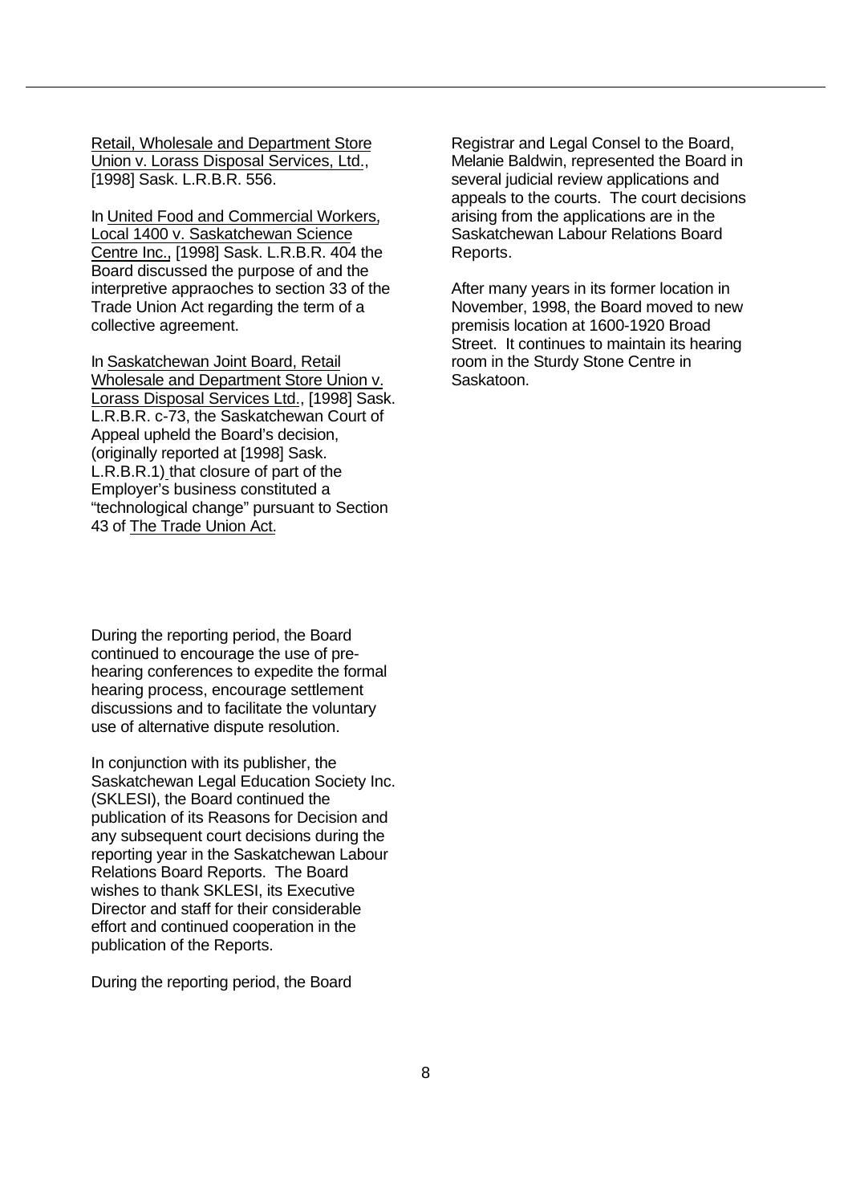Retail, Wholesale and Department Store Union v. Lorass Disposal Services, Ltd., [1998] Sask. L.R.B.R. 556.

In United Food and Commercial Workers, Local 1400 v. Saskatchewan Science Centre Inc., [1998] Sask. L.R.B.R. 404 the Board discussed the purpose of and the interpretive appraoches to section 33 of the Trade Union Act regarding the term of a collective agreement.

In Saskatchewan Joint Board, Retail Wholesale and Department Store Union v. Lorass Disposal Services Ltd., [1998] Sask. L.R.B.R. c-73, the Saskatchewan Court of Appeal upheld the Board's decision, (originally reported at [1998] Sask. L.R.B.R.1) that closure of part of the Employer's business constituted a "technological change" pursuant to Section 43 of The Trade Union Act.

During the reporting period, the Board continued to encourage the use of pre-hearing conferences to expedite the formal hearing process, encourage settlement discussions and to facilitate the voluntary use of alternative dispute resolution.

In conjunction with its publisher, the Saskatchewan Legal Education Society Inc. (SKLESI), the Board continued the publication of its Reasons for Decision and any subsequent court decisions during the reporting year in the Saskatchewan Labour Relations Board Reports. The Board wishes to thank SKLESI, its Executive Director and staff for their considerable effort and continued cooperation in the publication of the Reports.

During the reporting period, the Board Registrar and Legal Consel to the Board, Melanie Baldwin, represented the Board in several judicial review applications and appeals to the courts. The court decisions arising from the applications are in the Saskatchewan Labour Relations Board Reports.

After many years in its former location in November, 1998, the Board moved to new premisis location at 1600-1920 Broad Street. It continues to maintain its hearing room in the Sturdy Stone Centre in Saskatoon.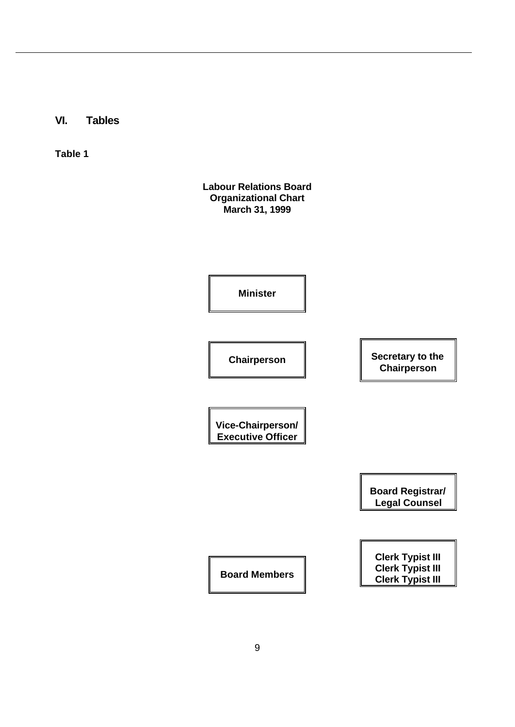## VI. Tables

**Table 1**

**Labour Relations Board**
**Organizational Chart**
**March 31, 1999**

**Minister**

**Chairperson**

**Secretary to the Chairperson**

**Vice-Chairperson/ Executive Officer**

**Board Registrar/ Legal Counsel**

**Board Members**

**Clerk Typist III**
**Clerk Typist III**
**Clerk Typist III**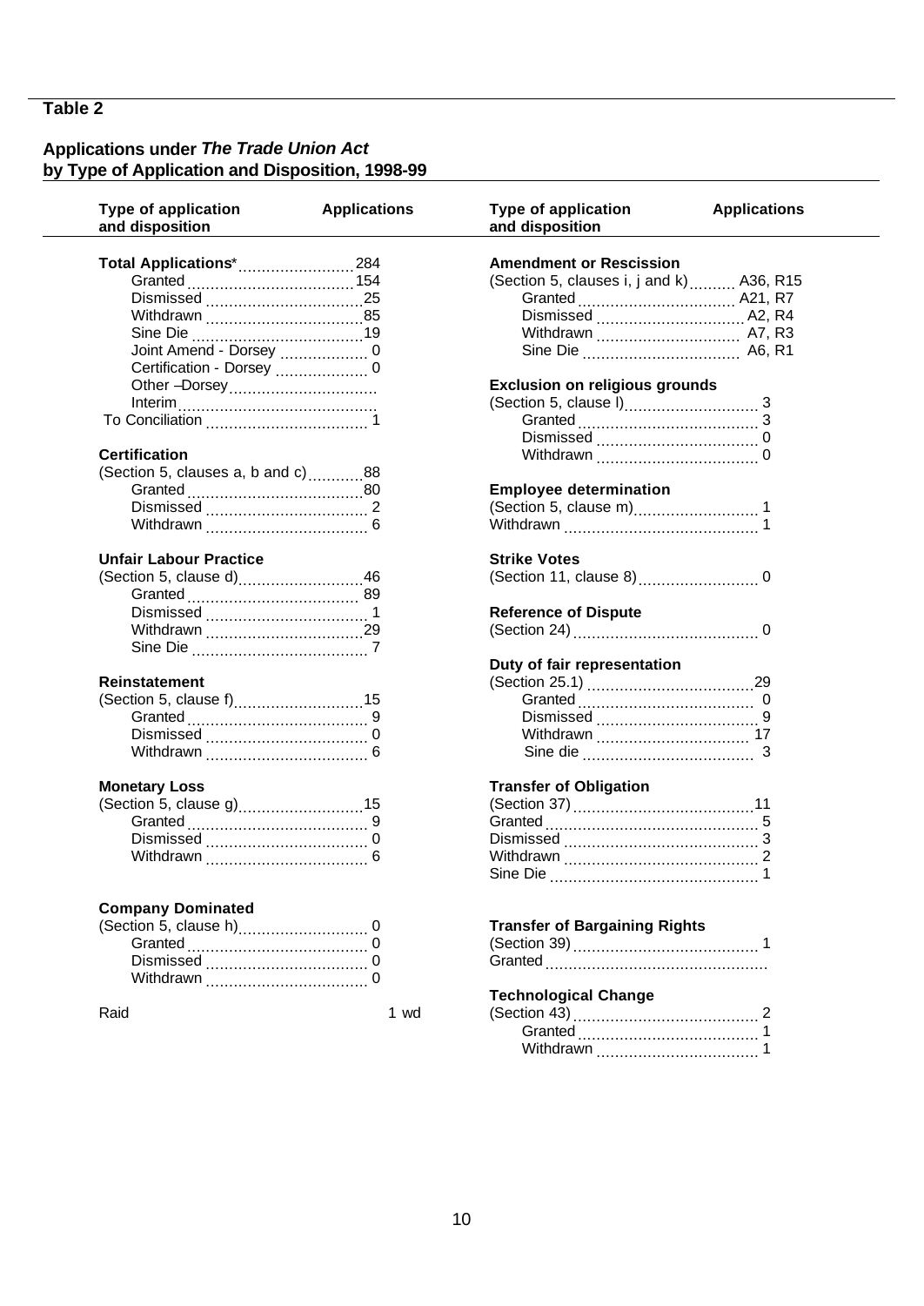## Table 2

### Applications under *The Trade Union Act* by Type of Application and Disposition, 1998-99

| Type of application and disposition | Applications |
|---|---|
| **Total Applications*** | 284 |
| Granted | 154 |
| Dismissed | 25 |
| Withdrawn | 85 |
| Sine Die | 19 |
| Joint Amend - Dorsey | 0 |
| Certification - Dorsey | 0 |
| Other –Dorsey | |
| Interim | |
| To Conciliation | 1 |
| **Certification** | |
| (Section 5, clauses a, b and c) | 88 |
| Granted | 80 |
| Dismissed | 2 |
| Withdrawn | 6 |
| **Unfair Labour Practice** | |
| (Section 5, clause d) | 46 |
| Granted | 89 |
| Dismissed | 1 |
| Withdrawn | 29 |
| Sine Die | 7 |
| **Reinstatement** | |
| (Section 5, clause f) | 15 |
| Granted | 9 |
| Dismissed | 0 |
| Withdrawn | 6 |
| **Monetary Loss** | |
| (Section 5, clause g) | 15 |
| Granted | 9 |
| Dismissed | 0 |
| Withdrawn | 6 |
| **Company Dominated** | |
| (Section 5, clause h) | 0 |
| Granted | 0 |
| Dismissed | 0 |
| Withdrawn | 0 |
| Raid | 1 wd |
| **Amendment or Rescission** | |
| (Section 5, clauses i, j and k) | A36, R15 |
| Granted | A21, R7 |
| Dismissed | A2, R4 |
| Withdrawn | A7, R3 |
| Sine Die | A6, R1 |
| **Exclusion on religious grounds** | |
| (Section 5, clause l) | 3 |
| Granted | 3 |
| Dismissed | 0 |
| Withdrawn | 0 |
| **Employee determination** | |
| (Section 5, clause m) | 1 |
| Withdrawn | 1 |
| **Strike Votes** | |
| (Section 11, clause 8) | 0 |
| **Reference of Dispute** | |
| (Section 24) | 0 |
| **Duty of fair representation** | |
| (Section 25.1) | 29 |
| Granted | 0 |
| Dismissed | 9 |
| Withdrawn | 17 |
| Sine die | 3 |
| **Transfer of Obligation** | |
| (Section 37) | 11 |
| Granted | 5 |
| Dismissed | 3 |
| Withdrawn | 2 |
| Sine Die | 1 |
| **Transfer of Bargaining Rights** | |
| (Section 39) | 1 |
| Granted | |
| **Technological Change** | |
| (Section 43) | 2 |
| Granted | 1 |
| Withdrawn | 1 |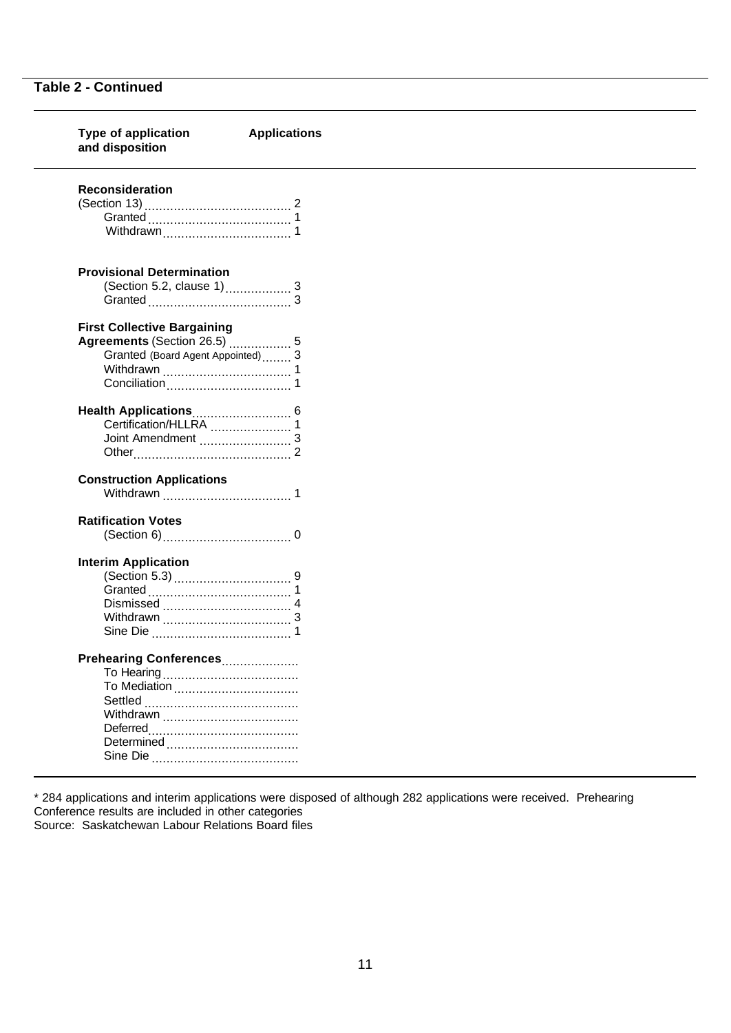## Table 2 - Continued

| Type of application and disposition | Applications |
|---|---|
| **Reconsideration** | |
| (Section 13) | 2 |
| Granted | 1 |
| Withdrawn | 1 |
| **Provisional Determination** | |
| (Section 5.2, clause 1) | 3 |
| Granted | 3 |
| **First Collective Bargaining Agreements** (Section 26.5) | 5 |
| Granted (Board Agent Appointed) | 3 |
| Withdrawn | 1 |
| Conciliation | 1 |
| **Health Applications** | 6 |
| Certification/HLLRA | 1 |
| Joint Amendment | 3 |
| Other | 2 |
| **Construction Applications** | |
| Withdrawn | 1 |
| **Ratification Votes** | |
| (Section 6) | 0 |
| **Interim Application** | |
| (Section 5.3) | 9 |
| Granted | 1 |
| Dismissed | 4 |
| Withdrawn | 3 |
| Sine Die | 1 |
| **Prehearing Conferences** | |
| To Hearing | |
| To Mediation | |
| Settled | |
| Withdrawn | |
| Deferred | |
| Determined | |
| Sine Die | |

* 284 applications and interim applications were disposed of although 282 applications were received. Prehearing Conference results are included in other categories

Source: Saskatchewan Labour Relations Board files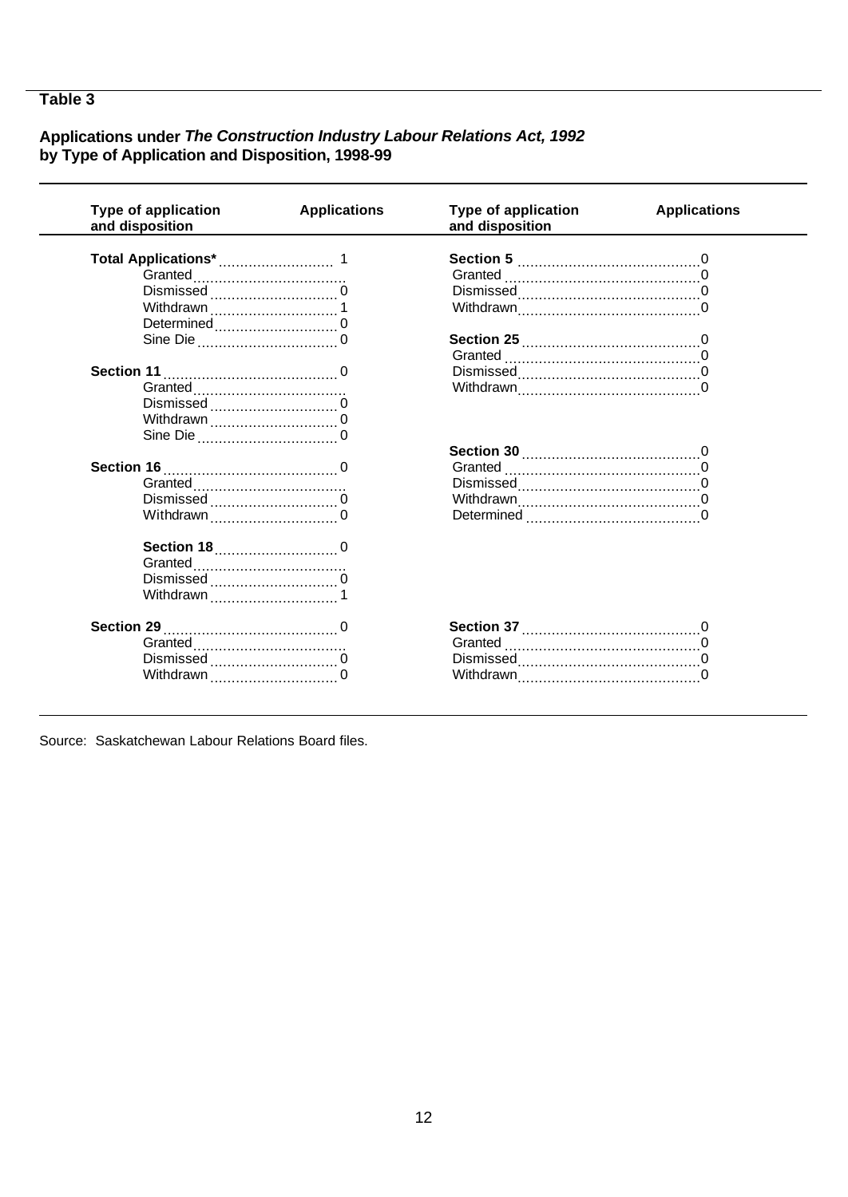## Table 3

### Applications under *The Construction Industry Labour Relations Act, 1992* by Type of Application and Disposition, 1998-99

| Type of application and disposition | Applications | Type of application and disposition | Applications |
|---|---|---|---|
| **Total Applications*** | 1 | **Section 5** | 0 |
| Granted | | Granted | 0 |
| Dismissed | 0 | Dismissed | 0 |
| Withdrawn | 1 | Withdrawn | 0 |
| Determined | 0 | | |
| Sine Die | 0 | **Section 25** | 0 |
| | | Granted | 0 |
| **Section 11** | 0 | Dismissed | 0 |
| Granted | | Withdrawn | 0 |
| Dismissed | 0 | | |
| Withdrawn | 0 | | |
| Sine Die | 0 | | |
| | | **Section 30** | 0 |
| **Section 16** | 0 | Granted | 0 |
| Granted | | Dismissed | 0 |
| Dismissed | 0 | Withdrawn | 0 |
| Withdrawn | 0 | Determined | 0 |
| | | | |
| **Section 18** | 0 | | |
| Granted | | | |
| Dismissed | 0 | | |
| Withdrawn | 1 | | |
| | | | |
| **Section 29** | 0 | **Section 37** | 0 |
| Granted | | Granted | 0 |
| Dismissed | 0 | Dismissed | 0 |
| Withdrawn | 0 | Withdrawn | 0 |

Source: Saskatchewan Labour Relations Board files.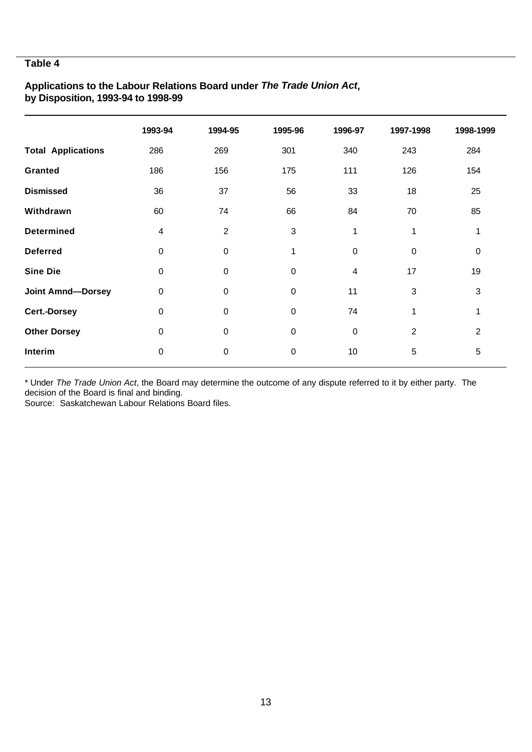**Table 4**

**Applications to the Labour Relations Board under *The Trade Union Act*, by Disposition, 1993-94 to 1998-99**

| | 1993-94 | 1994-95 | 1995-96 | 1996-97 | 1997-1998 | 1998-1999 |
|---|---|---|---|---|---|---|
| **Total Applications** | 286 | 269 | 301 | 340 | 243 | 284 |
| **Granted** | 186 | 156 | 175 | 111 | 126 | 154 |
| **Dismissed** | 36 | 37 | 56 | 33 | 18 | 25 |
| **Withdrawn** | 60 | 74 | 66 | 84 | 70 | 85 |
| **Determined** | 4 | 2 | 3 | 1 | 1 | 1 |
| **Deferred** | 0 | 0 | 1 | 0 | 0 | 0 |
| **Sine Die** | 0 | 0 | 0 | 4 | 17 | 19 |
| **Joint Amnd—Dorsey** | 0 | 0 | 0 | 11 | 3 | 3 |
| **Cert.-Dorsey** | 0 | 0 | 0 | 74 | 1 | 1 |
| **Other Dorsey** | 0 | 0 | 0 | 0 | 2 | 2 |
| **Interim** | 0 | 0 | 0 | 10 | 5 | 5 |

* Under *The Trade Union Act*, the Board may determine the outcome of any dispute referred to it by either party. The decision of the Board is final and binding.
Source: Saskatchewan Labour Relations Board files.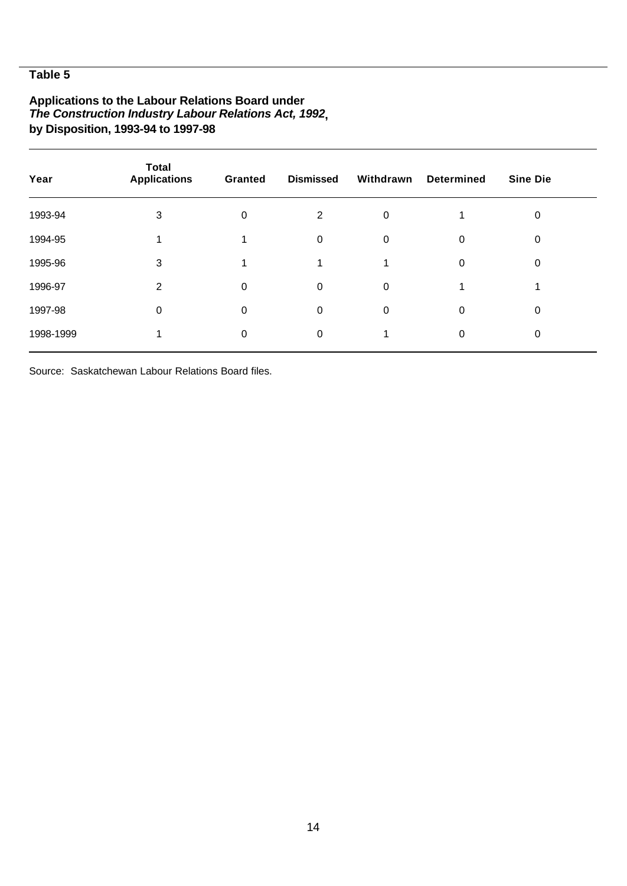**Table 5**

**Applications to the Labour Relations Board under**
***The Construction Industry Labour Relations Act, 1992*,**
**by Disposition, 1993-94 to 1997-98**

| Year | Total Applications | Granted | Dismissed | Withdrawn | Determined | Sine Die |
|---|---|---|---|---|---|---|
| 1993-94 | 3 | 0 | 2 | 0 | 1 | 0 |
| 1994-95 | 1 | 1 | 0 | 0 | 0 | 0 |
| 1995-96 | 3 | 1 | 1 | 1 | 0 | 0 |
| 1996-97 | 2 | 0 | 0 | 0 | 1 | 1 |
| 1997-98 | 0 | 0 | 0 | 0 | 0 | 0 |
| 1998-1999 | 1 | 0 | 0 | 1 | 0 | 0 |

Source: Saskatchewan Labour Relations Board files.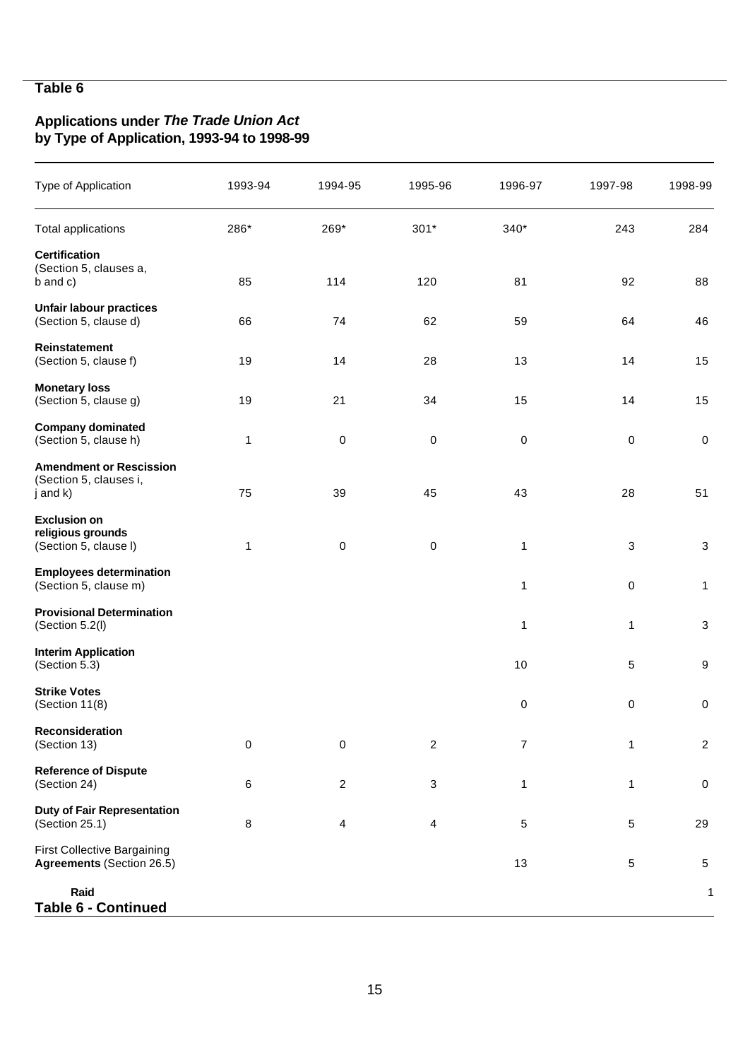**Table 6**

**Applications under *The Trade Union Act* by Type of Application, 1993-94 to 1998-99**

| Type of Application | 1993-94 | 1994-95 | 1995-96 | 1996-97 | 1997-98 | 1998-99 |
|---|---|---|---|---|---|---|
| Total applications | 286* | 269* | 301* | 340* | 243 | 284 |
| **Certification** (Section 5, clauses a, b and c) | 85 | 114 | 120 | 81 | 92 | 88 |
| **Unfair labour practices** (Section 5, clause d) | 66 | 74 | 62 | 59 | 64 | 46 |
| **Reinstatement** (Section 5, clause f) | 19 | 14 | 28 | 13 | 14 | 15 |
| **Monetary loss** (Section 5, clause g) | 19 | 21 | 34 | 15 | 14 | 15 |
| **Company dominated** (Section 5, clause h) | 1 | 0 | 0 | 0 | 0 | 0 |
| **Amendment or Rescission** (Section 5, clauses i, j and k) | 75 | 39 | 45 | 43 | 28 | 51 |
| **Exclusion on religious grounds** (Section 5, clause l) | 1 | 0 | 0 | 1 | 3 | 3 |
| **Employees determination** (Section 5, clause m) | | | | 1 | 0 | 1 |
| **Provisional Determination** (Section 5.2(l) | | | | 1 | 1 | 3 |
| **Interim Application** (Section 5.3) | | | | 10 | 5 | 9 |
| **Strike Votes** (Section 11(8) | | | | 0 | 0 | 0 |
| **Reconsideration** (Section 13) | 0 | 0 | 2 | 7 | 1 | 2 |
| **Reference of Dispute** (Section 24) | 6 | 2 | 3 | 1 | 1 | 0 |
| **Duty of Fair Representation** (Section 25.1) | 8 | 4 | 4 | 5 | 5 | 29 |
| First Collective Bargaining **Agreements** (Section 26.5) | | | | 13 | 5 | 5 |
| **Raid** | | | | | | 1 |

**Table 6 - Continued**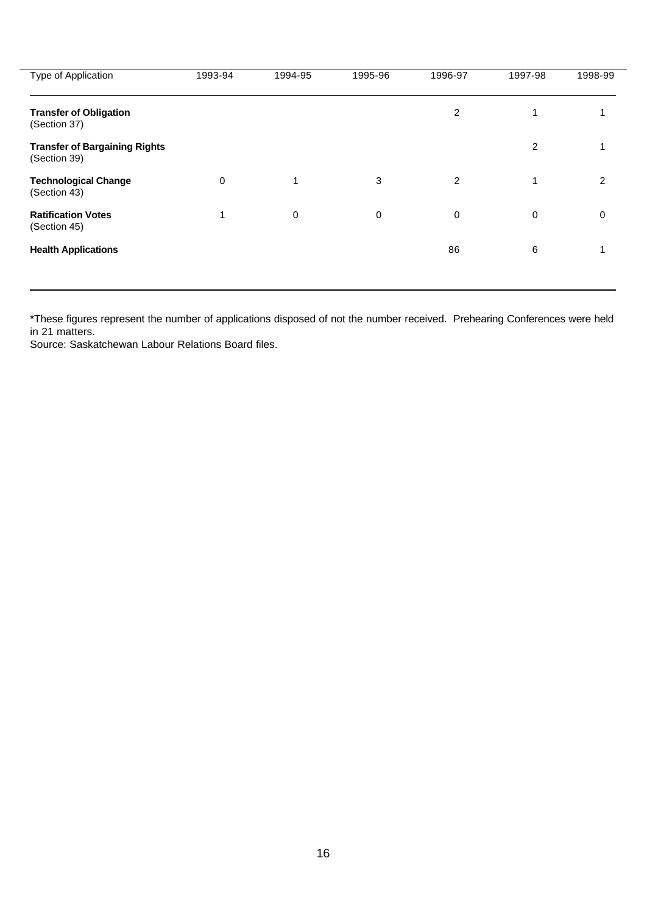| Type of Application | 1993-94 | 1994-95 | 1995-96 | 1996-97 | 1997-98 | 1998-99 |
|---|---|---|---|---|---|---|
| **Transfer of Obligation** (Section 37) | | | | 2 | 1 | 1 |
| **Transfer of Bargaining Rights** (Section 39) | | | | | 2 | 1 |
| **Technological Change** (Section 43) | 0 | 1 | 3 | 2 | 1 | 2 |
| **Ratification Votes** (Section 45) | 1 | 0 | 0 | 0 | 0 | 0 |
| **Health Applications** | | | | 86 | 6 | 1 |

*These figures represent the number of applications disposed of not the number received. Prehearing Conferences were held in 21 matters.

Source: Saskatchewan Labour Relations Board files.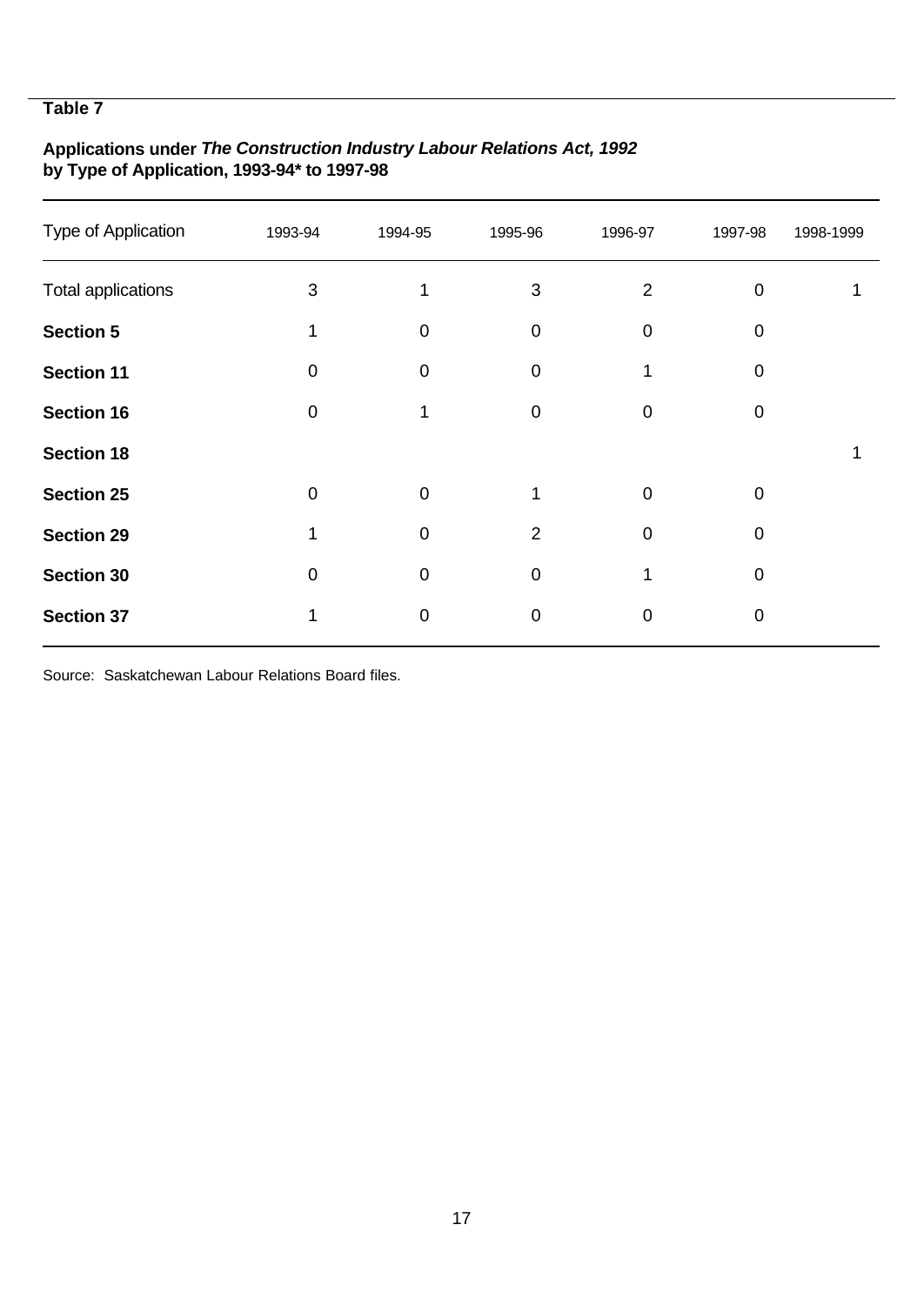**Table 7**

**Applications under *The Construction Industry Labour Relations Act, 1992* by Type of Application, 1993-94* to 1997-98**

| Type of Application | 1993-94 | 1994-95 | 1995-96 | 1996-97 | 1997-98 | 1998-1999 |
|---|---|---|---|---|---|---|
| Total applications | 3 | 1 | 3 | 2 | 0 | 1 |
| **Section 5** | 1 | 0 | 0 | 0 | 0 | |
| **Section 11** | 0 | 0 | 0 | 1 | 0 | |
| **Section 16** | 0 | 1 | 0 | 0 | 0 | |
| **Section 18** | | | | | | 1 |
| **Section 25** | 0 | 0 | 1 | 0 | 0 | |
| **Section 29** | 1 | 0 | 2 | 0 | 0 | |
| **Section 30** | 0 | 0 | 0 | 1 | 0 | |
| **Section 37** | 1 | 0 | 0 | 0 | 0 | |

Source: Saskatchewan Labour Relations Board files.